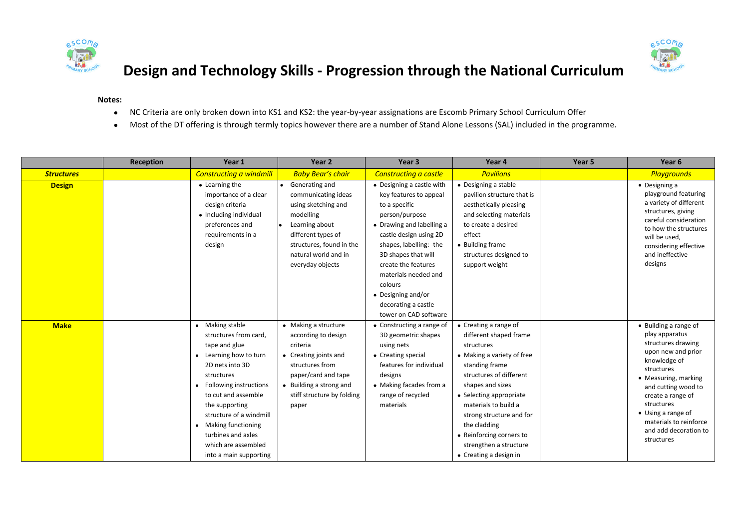# Design and Technology Skills - Progression through the National Curriculum

**Notes:**

- NC Criteria are only broken down into KS1 and KS2: the year-by-year assignations are Escomb Primary School Curriculum Offer
- Most of the DT offering is through termly topics however there are a number of Stand Alone Lessons (SAL) included in the programme.

| | Reception | Year 1 | Year 2 | Year 3 | Year 4 | Year 5 | Year 6 |
|---|---|---|---|---|---|---|---|
| ***Structures*** | | *Constructing a windmill* | *Baby Bear's chair* | *Constructing a castle* | *Pavilions* | | *Playgrounds* |
| **Design** | | • Learning the importance of a clear design criteria<br>• Including individual preferences and requirements in a design | • Generating and communicating ideas using sketching and modelling<br>• Learning about different types of structures, found in the natural world and in everyday objects | • Designing a castle with key features to appeal to a specific person/purpose<br>• Drawing and labelling a castle design using 2D shapes, labelling: -the 3D shapes that will create the features - materials needed and colours<br>• Designing and/or decorating a castle tower on CAD software | • Designing a stable pavilion structure that is aesthetically pleasing and selecting materials to create a desired effect<br>• Building frame structures designed to support weight | | • Designing a playground featuring a variety of different structures, giving careful consideration to how the structures will be used, considering effective and ineffective designs |
| **Make** | | • Making stable structures from card, tape and glue<br>• Learning how to turn 2D nets into 3D structures<br>• Following instructions to cut and assemble the supporting structure of a windmill<br>• Making functioning turbines and axles which are assembled into a main supporting | • Making a structure according to design criteria<br>• Creating joints and structures from paper/card and tape<br>• Building a strong and stiff structure by folding paper | • Constructing a range of 3D geometric shapes using nets<br>• Creating special features for individual designs<br>• Making facades from a range of recycled materials | • Creating a range of different shaped frame structures<br>• Making a variety of free standing frame structures of different shapes and sizes<br>• Selecting appropriate materials to build a strong structure and for the cladding<br>• Reinforcing corners to strengthen a structure<br>• Creating a design in | | • Building a range of play apparatus structures drawing upon new and prior knowledge of structures<br>• Measuring, marking and cutting wood to create a range of structures<br>• Using a range of materials to reinforce and add decoration to structures |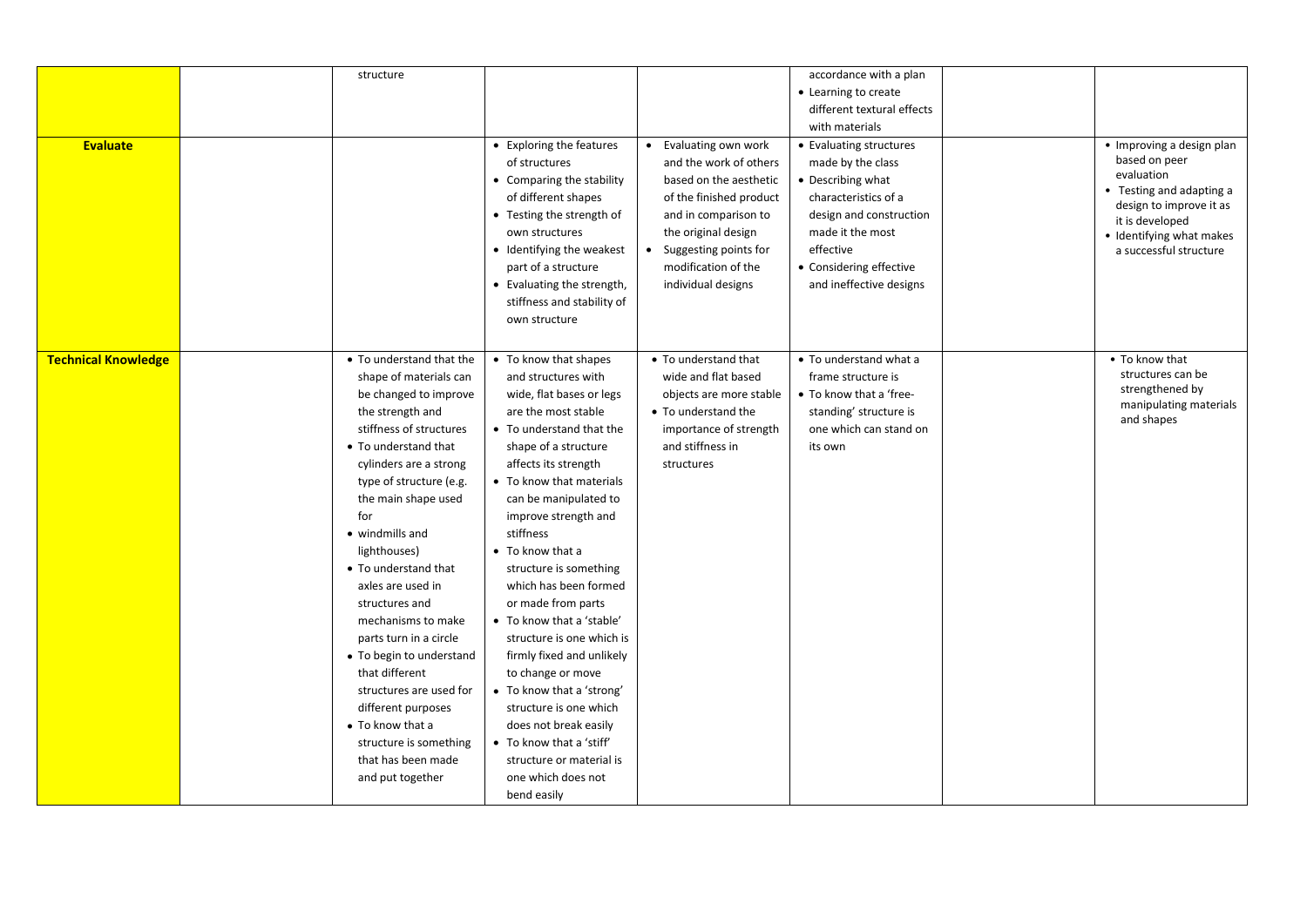|  |  |  |  |  |  |  |  |
|---|---|---|---|---|---|---|---|
|  |  | structure |  |  | accordance with a plan<br>• Learning to create different textural effects with materials |  |  |
| **Evaluate** |  |  | • Exploring the features of structures<br>• Comparing the stability of different shapes<br>• Testing the strength of own structures<br>• Identifying the weakest part of a structure<br>• Evaluating the strength, stiffness and stability of own structure | • Evaluating own work and the work of others based on the aesthetic of the finished product and in comparison to the original design<br>• Suggesting points for modification of the individual designs | • Evaluating structures made by the class<br>• Describing what characteristics of a design and construction made it the most effective<br>• Considering effective and ineffective designs |  | • Improving a design plan based on peer evaluation<br>• Testing and adapting a design to improve it as it is developed<br>• Identifying what makes a successful structure |
| **Technical Knowledge** |  | • To understand that the shape of materials can be changed to improve the strength and stiffness of structures<br>• To understand that cylinders are a strong type of structure (e.g. the main shape used for<br>• windmills and lighthouses)<br>• To understand that axles are used in structures and mechanisms to make parts turn in a circle<br>• To begin to understand that different structures are used for different purposes<br>• To know that a structure is something that has been made and put together | • To know that shapes and structures with wide, flat bases or legs are the most stable<br>• To understand that the shape of a structure affects its strength<br>• To know that materials can be manipulated to improve strength and stiffness<br>• To know that a structure is something which has been formed or made from parts<br>• To know that a 'stable' structure is one which is firmly fixed and unlikely to change or move<br>• To know that a 'strong' structure is one which does not break easily<br>• To know that a 'stiff' structure or material is one which does not bend easily | • To understand that wide and flat based objects are more stable<br>• To understand the importance of strength and stiffness in structures | • To understand what a frame structure is<br>• To know that a 'free-standing' structure is one which can stand on its own |  | • To know that structures can be strengthened by manipulating materials and shapes |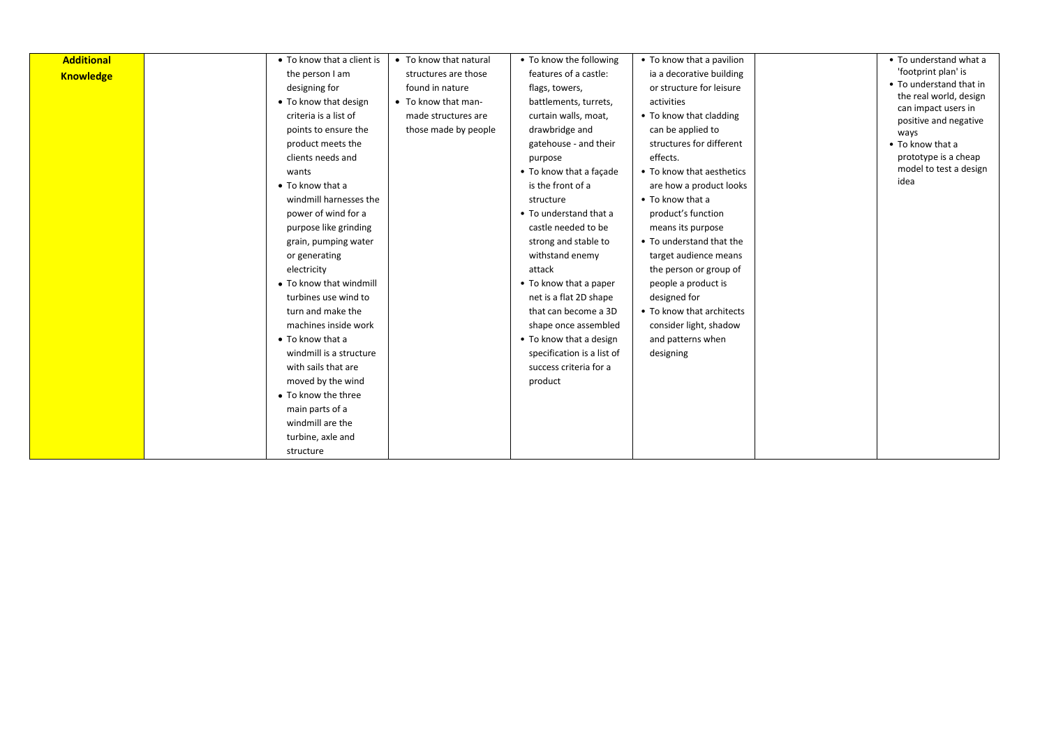| Additional Knowledge | | • To know that a client is the person I am designing for<br>• To know that design criteria is a list of points to ensure the product meets the clients needs and wants<br>• To know that a windmill harnesses the power of wind for a purpose like grinding grain, pumping water or generating electricity<br>• To know that windmill turbines use wind to turn and make the machines inside work<br>• To know that a windmill is a structure with sails that are moved by the wind<br>• To know the three main parts of a windmill are the turbine, axle and structure | • To know that natural structures are those found in nature<br>• To know that man-made structures are those made by people | • To know the following features of a castle: flags, towers, battlements, turrets, curtain walls, moat, drawbridge and gatehouse - and their purpose<br>• To know that a façade is the front of a structure<br>• To understand that a castle needed to be strong and stable to withstand enemy attack<br>• To know that a paper net is a flat 2D shape that can become a 3D shape once assembled<br>• To know that a design specification is a list of success criteria for a product | • To know that a pavilion ia a decorative building or structure for leisure activities<br>• To know that cladding can be applied to structures for different effects.<br>• To know that aesthetics are how a product looks<br>• To know that a product's function means its purpose<br>• To understand that the target audience means the person or group of people a product is designed for<br>• To know that architects consider light, shadow and patterns when designing | | • To understand what a 'footprint plan' is<br>• To understand that in the real world, design can impact users in positive and negative ways<br>• To know that a prototype is a cheap model to test a design idea |
|---|---|---|---|---|---|---|---|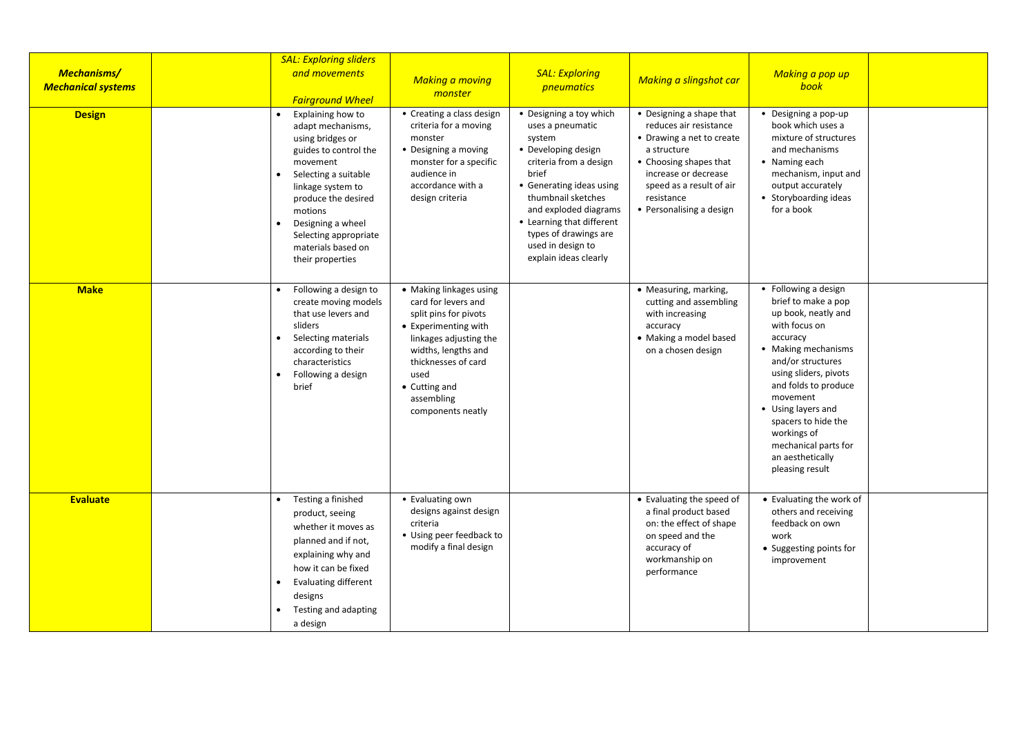| *Mechanisms/ Mechanical systems* | | *SAL: Exploring sliders and movements* *Fairground Wheel* | *Making a moving monster* | *SAL: Exploring pneumatics* | *Making a slingshot car* | *Making a pop up book* | |
|---|---|---|---|---|---|---|---|
| **Design** | | • Explaining how to adapt mechanisms, using bridges or guides to control the movement<br>• Selecting a suitable linkage system to produce the desired motions<br>• Designing a wheel Selecting appropriate materials based on their properties | • Creating a class design criteria for a moving monster<br>• Designing a moving monster for a specific audience in accordance with a design criteria | • Designing a toy which uses a pneumatic system<br>• Developing design criteria from a design brief<br>• Generating ideas using thumbnail sketches and exploded diagrams<br>• Learning that different types of drawings are used in design to explain ideas clearly | • Designing a shape that reduces air resistance<br>• Drawing a net to create a structure<br>• Choosing shapes that increase or decrease speed as a result of air resistance<br>• Personalising a design | • Designing a pop-up book which uses a mixture of structures and mechanisms<br>• Naming each mechanism, input and output accurately<br>• Storyboarding ideas for a book | |
| **Make** | | • Following a design to create moving models that use levers and sliders<br>• Selecting materials according to their characteristics<br>• Following a design brief | • Making linkages using card for levers and split pins for pivots<br>• Experimenting with linkages adjusting the widths, lengths and thicknesses of card used<br>• Cutting and assembling components neatly | | • Measuring, marking, cutting and assembling with increasing accuracy<br>• Making a model based on a chosen design | • Following a design brief to make a pop up book, neatly and with focus on accuracy<br>• Making mechanisms and/or structures using sliders, pivots and folds to produce movement<br>• Using layers and spacers to hide the workings of mechanical parts for an aesthetically pleasing result | |
| **Evaluate** | | • Testing a finished product, seeing whether it moves as planned and if not, explaining why and how it can be fixed<br>• Evaluating different designs<br>• Testing and adapting a design | • Evaluating own designs against design criteria<br>• Using peer feedback to modify a final design | | • Evaluating the speed of a final product based on: the effect of shape on speed and the accuracy of workmanship on performance | • Evaluating the work of others and receiving feedback on own work<br>• Suggesting points for improvement | |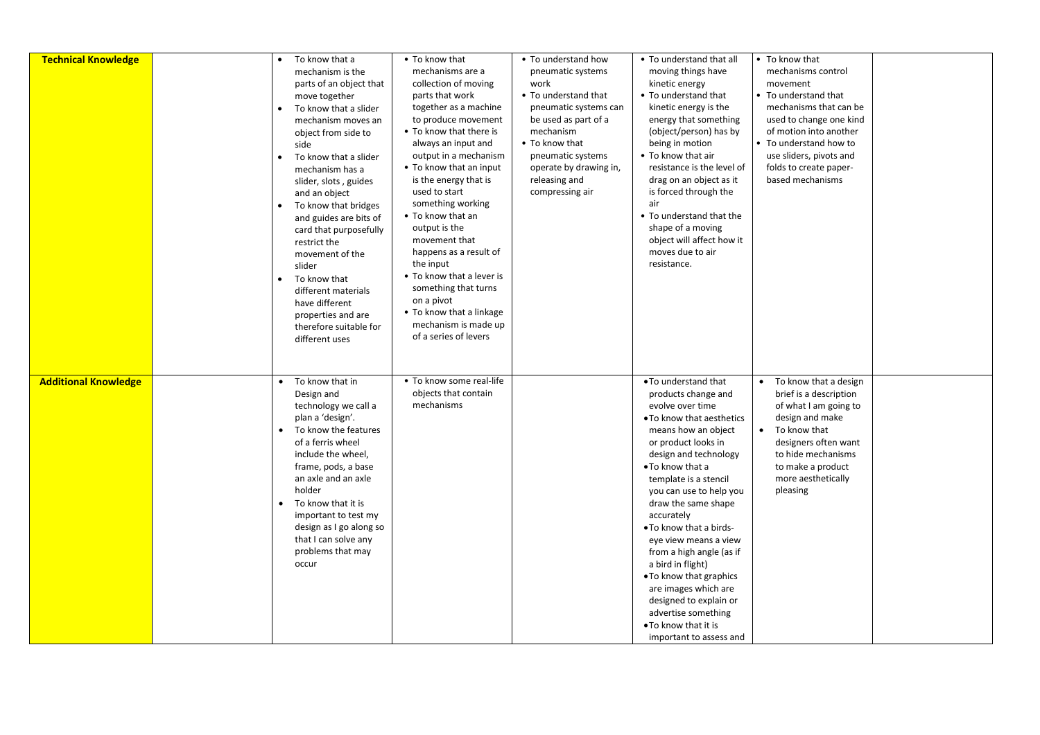| | | | | | | | |
|---|---|---|---|---|---|---|---|
| **Technical Knowledge** | | • To know that a mechanism is the parts of an object that move together<br>• To know that a slider mechanism moves an object from side to side<br>• To know that a slider mechanism has a slider, slots , guides and an object<br>• To know that bridges and guides are bits of card that purposefully restrict the movement of the slider<br>• To know that different materials have different properties and are therefore suitable for different uses | • To know that mechanisms are a collection of moving parts that work together as a machine to produce movement<br>• To know that there is always an input and output in a mechanism<br>• To know that an input is the energy that is used to start something working<br>• To know that an output is the movement that happens as a result of the input<br>• To know that a lever is something that turns on a pivot<br>• To know that a linkage mechanism is made up of a series of levers | • To understand how pneumatic systems work<br>• To understand that pneumatic systems can be used as part of a mechanism<br>• To know that pneumatic systems operate by drawing in, releasing and compressing air | • To understand that all moving things have kinetic energy<br>• To understand that kinetic energy is the energy that something (object/person) has by being in motion<br>• To know that air resistance is the level of drag on an object as it is forced through the air<br>• To understand that the shape of a moving object will affect how it moves due to air resistance. | • To know that mechanisms control movement<br>• To understand that mechanisms that can be used to change one kind of motion into another<br>• To understand how to use sliders, pivots and folds to create paper-based mechanisms | |
| **Additional Knowledge** | | • To know that in Design and technology we call a plan a 'design'.<br>• To know the features of a ferris wheel include the wheel, frame, pods, a base an axle and an axle holder<br>• To know that it is important to test my design as I go along so that I can solve any problems that may occur | • To know some real-life objects that contain mechanisms | | • To understand that products change and evolve over time<br>• To know that aesthetics means how an object or product looks in design and technology<br>• To know that a template is a stencil you can use to help you draw the same shape accurately<br>• To know that a birds-eye view means a view from a high angle (as if a bird in flight)<br>• To know that graphics are images which are designed to explain or advertise something<br>• To know that it is important to assess and | • To know that a design brief is a description of what I am going to design and make<br>• To know that designers often want to hide mechanisms to make a product more aesthetically pleasing | |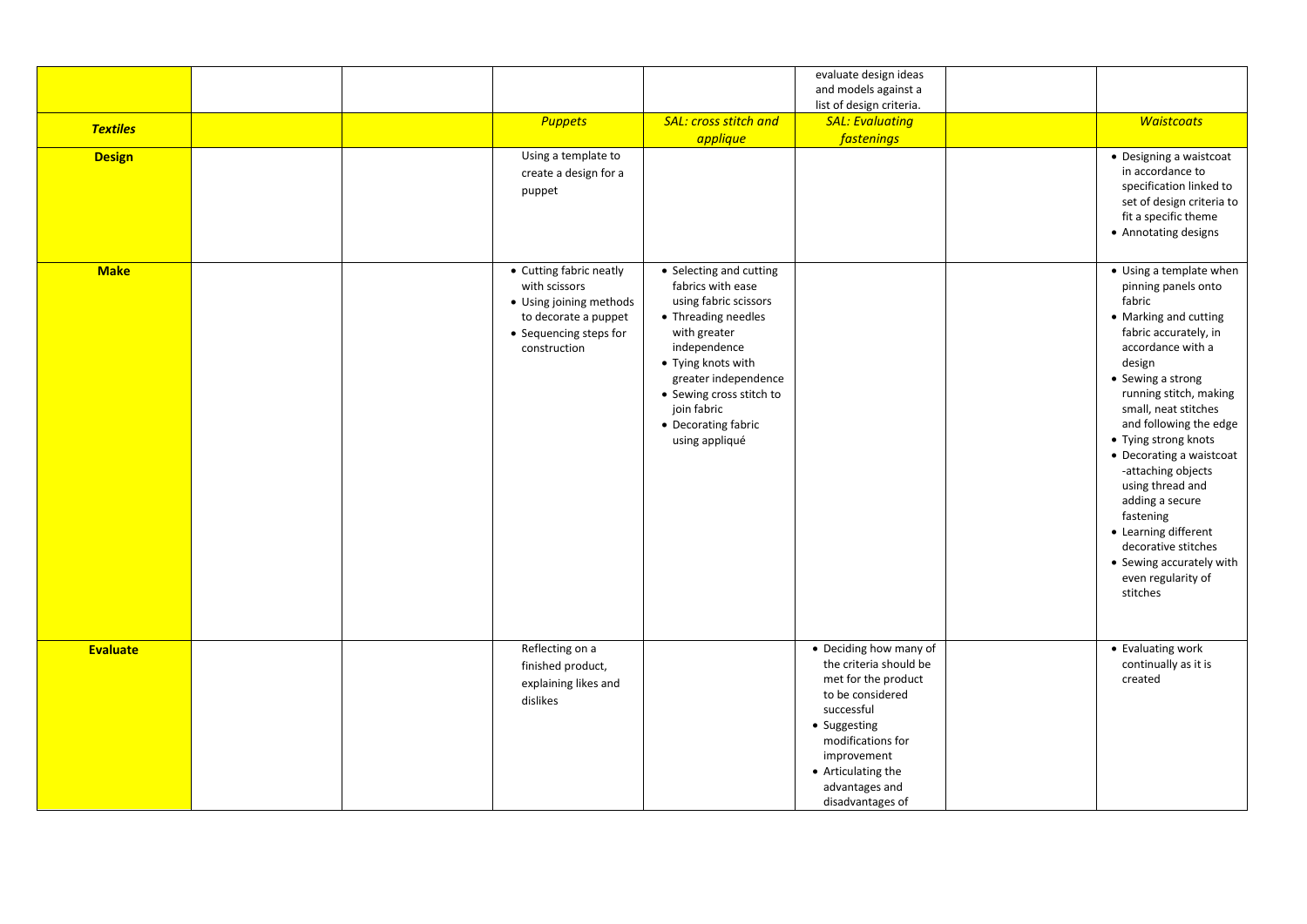| | | | | | | | |
|---|---|---|---|---|---|---|---|
| | | | | | evaluate design ideas and models against a list of design criteria. | | |
| ***Textiles*** | | | *Puppets* | *SAL: cross stitch and applique* | *SAL: Evaluating fastenings* | | *Waistcoats* |
| **Design** | | | Using a template to create a design for a puppet | | | | • Designing a waistcoat in accordance to specification linked to set of design criteria to fit a specific theme<br>• Annotating designs |
| **Make** | | | • Cutting fabric neatly with scissors<br>• Using joining methods to decorate a puppet<br>• Sequencing steps for construction | • Selecting and cutting fabrics with ease using fabric scissors<br>• Threading needles with greater independence<br>• Tying knots with greater independence<br>• Sewing cross stitch to join fabric<br>• Decorating fabric using appliqué | | | • Using a template when pinning panels onto fabric<br>• Marking and cutting fabric accurately, in accordance with a design<br>• Sewing a strong running stitch, making small, neat stitches and following the edge<br>• Tying strong knots<br>• Decorating a waistcoat -attaching objects using thread and adding a secure fastening<br>• Learning different decorative stitches<br>• Sewing accurately with even regularity of stitches |
| **Evaluate** | | | Reflecting on a finished product, explaining likes and dislikes | | • Deciding how many of the criteria should be met for the product to be considered successful<br>• Suggesting modifications for improvement<br>• Articulating the advantages and disadvantages of | | • Evaluating work continually as it is created |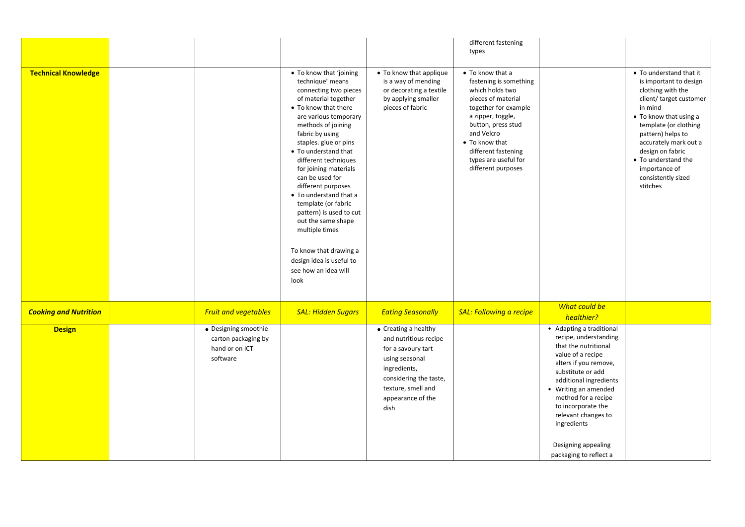| | | | | | | | |
|---|---|---|---|---|---|---|---|
| | | | | | different fastening types | | |
| **Technical Knowledge** | | | • To know that 'joining technique' means connecting two pieces of material together<br>• To know that there are various temporary methods of joining fabric by using staples. glue or pins<br>• To understand that different techniques for joining materials can be used for different purposes<br>• To understand that a template (or fabric pattern) is used to cut out the same shape multiple times<br><br>To know that drawing a design idea is useful to see how an idea will look | • To know that applique is a way of mending or decorating a textile by applying smaller pieces of fabric | • To know that a fastening is something which holds two pieces of material together for example a zipper, toggle, button, press stud and Velcro<br>• To know that different fastening types are useful for different purposes | | • To understand that it is important to design clothing with the client/ target customer in mind<br>• To know that using a template (or clothing pattern) helps to accurately mark out a design on fabric<br>• To understand the importance of consistently sized stitches |
| ***Cooking and Nutrition*** | | *Fruit and vegetables* | *SAL: Hidden Sugars* | *Eating Seasonally* | *SAL: Following a recipe* | *What could be healthier?* | |
| **Design** | | • Designing smoothie carton packaging by-hand or on ICT software | | • Creating a healthy and nutritious recipe for a savoury tart using seasonal ingredients, considering the taste, texture, smell and appearance of the dish | | • Adapting a traditional recipe, understanding that the nutritional value of a recipe alters if you remove, substitute or add additional ingredients<br>• Writing an amended method for a recipe to incorporate the relevant changes to ingredients<br><br>Designing appealing packaging to reflect a | |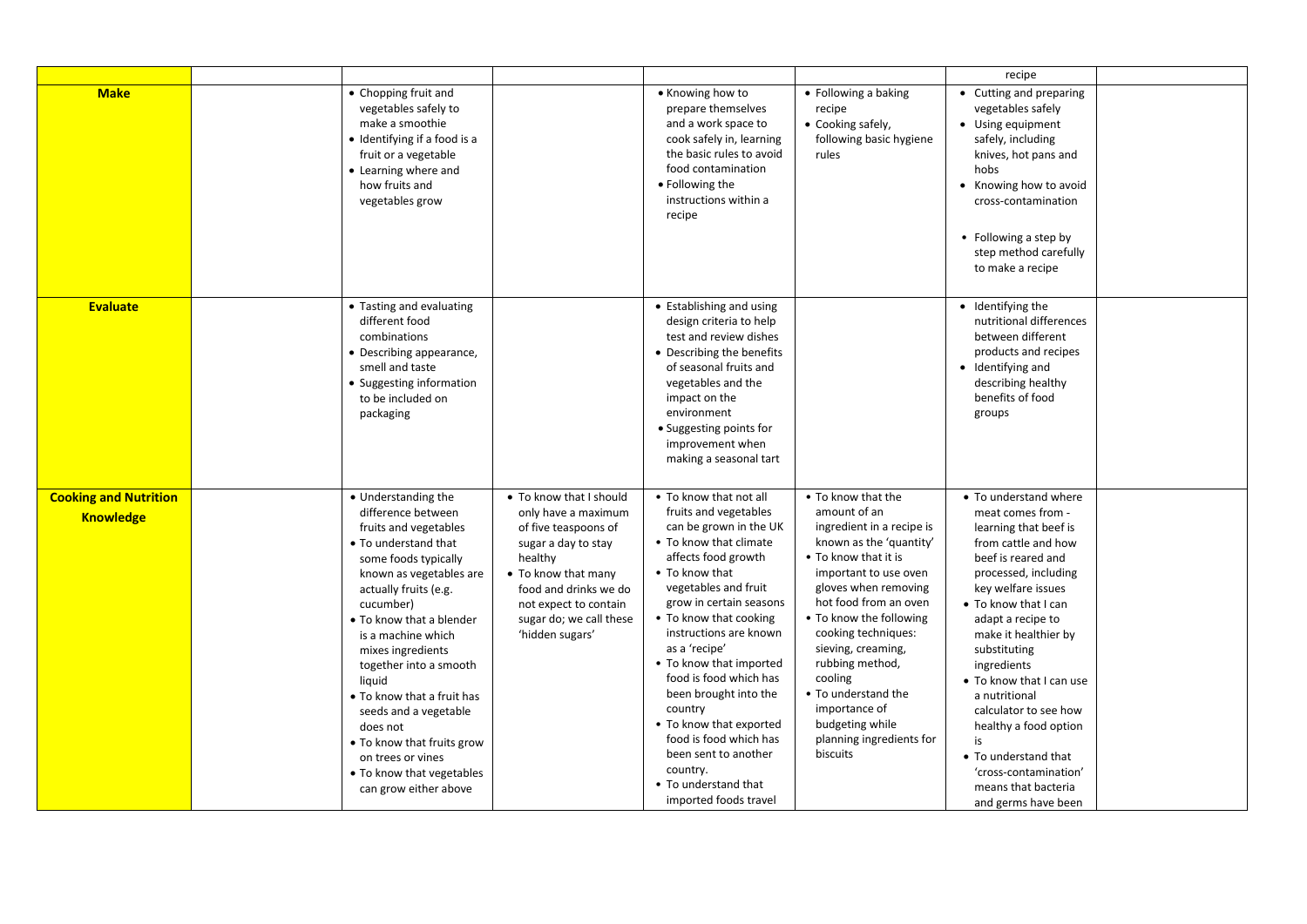| | | | | | | | |
|---|---|---|---|---|---|---|---|
| | | | | | | recipe | |
| **Make** | | • Chopping fruit and vegetables safely to make a smoothie<br>• Identifying if a food is a fruit or a vegetable<br>• Learning where and how fruits and vegetables grow | | • Knowing how to prepare themselves and a work space to cook safely in, learning the basic rules to avoid food contamination<br>• Following the instructions within a recipe | • Following a baking recipe<br>• Cooking safely, following basic hygiene rules | • Cutting and preparing vegetables safely<br>• Using equipment safely, including knives, hot pans and hobs<br>• Knowing how to avoid cross-contamination<br>• Following a step by step method carefully to make a recipe | |
| **Evaluate** | | • Tasting and evaluating different food combinations<br>• Describing appearance, smell and taste<br>• Suggesting information to be included on packaging | | • Establishing and using design criteria to help test and review dishes<br>• Describing the benefits of seasonal fruits and vegetables and the impact on the environment<br>• Suggesting points for improvement when making a seasonal tart | | • Identifying the nutritional differences between different products and recipes<br>• Identifying and describing healthy benefits of food groups | |
| **Cooking and Nutrition Knowledge** | | • Understanding the difference between fruits and vegetables<br>• To understand that some foods typically known as vegetables are actually fruits (e.g. cucumber)<br>• To know that a blender is a machine which mixes ingredients together into a smooth liquid<br>• To know that a fruit has seeds and a vegetable does not<br>• To know that fruits grow on trees or vines<br>• To know that vegetables can grow either above | • To know that I should only have a maximum of five teaspoons of sugar a day to stay healthy<br>• To know that many food and drinks we do not expect to contain sugar do; we call these 'hidden sugars' | • To know that not all fruits and vegetables can be grown in the UK<br>• To know that climate affects food growth<br>• To know that vegetables and fruit grow in certain seasons<br>• To know that cooking instructions are known as a 'recipe'<br>• To know that imported food is food which has been brought into the country<br>• To know that exported food is food which has been sent to another country.<br>• To understand that imported foods travel | • To know that the amount of an ingredient in a recipe is known as the 'quantity'<br>• To know that it is important to use oven gloves when removing hot food from an oven<br>• To know the following cooking techniques: sieving, creaming, rubbing method, cooling<br>• To understand the importance of budgeting while planning ingredients for biscuits | • To understand where meat comes from - learning that beef is from cattle and how beef is reared and processed, including key welfare issues<br>• To know that I can adapt a recipe to make it healthier by substituting ingredients<br>• To know that I can use a nutritional calculator to see how healthy a food option is<br>• To understand that 'cross-contamination' means that bacteria and germs have been | |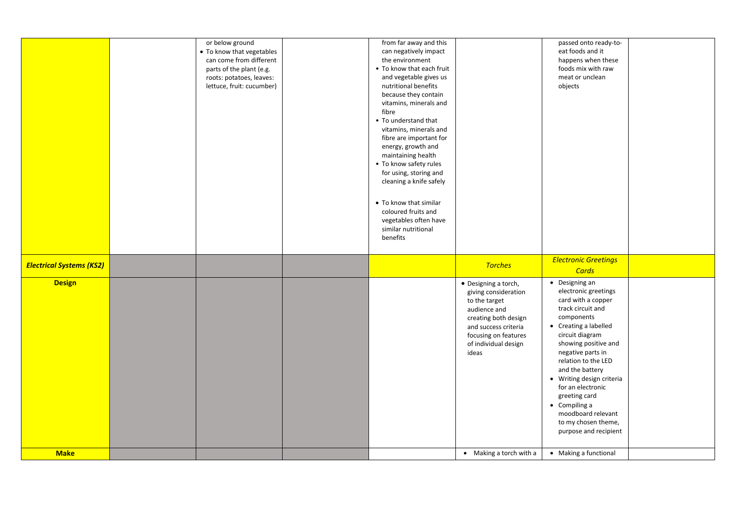| | | | | | | | |
|---|---|---|---|---|---|---|---|
| | | or below ground<br>• To know that vegetables can come from different parts of the plant (e.g. roots: potatoes, leaves: lettuce, fruit: cucumber) | | from far away and this can negatively impact the environment<br>• To know that each fruit and vegetable gives us nutritional benefits because they contain vitamins, minerals and fibre<br>• To understand that vitamins, minerals and fibre are important for energy, growth and maintaining health<br>• To know safety rules for using, storing and cleaning a knife safely<br>• To know that similar coloured fruits and vegetables often have similar nutritional benefits | | passed onto ready-to-eat foods and it happens when these foods mix with raw meat or unclean objects | |
| ***Electrical Systems (KS2)*** | | | | | *Torches* | *Electronic Greetings Cards* | |
| **Design** | | | | | • Designing a torch, giving consideration to the target audience and creating both design and success criteria focusing on features of individual design ideas | • Designing an electronic greetings card with a copper track circuit and components<br>• Creating a labelled circuit diagram showing positive and negative parts in relation to the LED and the battery<br>• Writing design criteria for an electronic greeting card<br>• Compiling a moodboard relevant to my chosen theme, purpose and recipient | |
| **Make** | | | | | • Making a torch with a | • Making a functional | |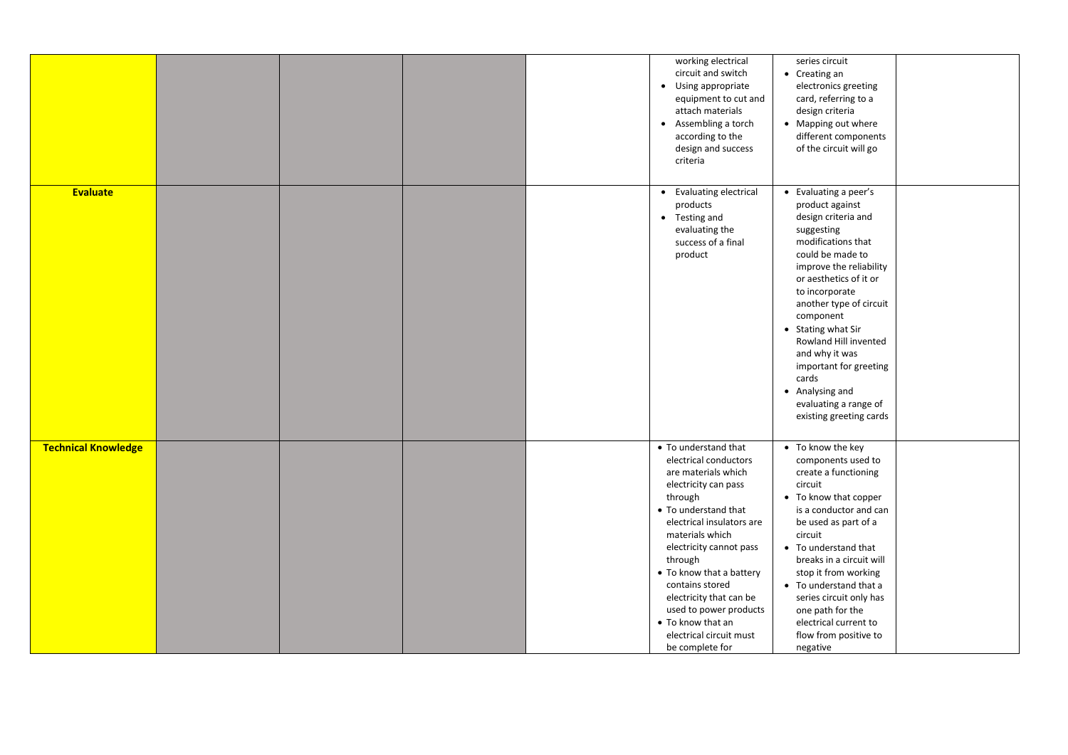| | | | | | | | |
|---|---|---|---|---|---|---|---|
| | | | | | working electrical circuit and switch<br>• Using appropriate equipment to cut and attach materials<br>• Assembling a torch according to the design and success criteria | series circuit<br>• Creating an electronics greeting card, referring to a design criteria<br>• Mapping out where different components of the circuit will go | |
| **Evaluate** | | | | | • Evaluating electrical products<br>• Testing and evaluating the success of a final product | • Evaluating a peer's product against design criteria and suggesting modifications that could be made to improve the reliability or aesthetics of it or to incorporate another type of circuit component<br>• Stating what Sir Rowland Hill invented and why it was important for greeting cards<br>• Analysing and evaluating a range of existing greeting cards | |
| **Technical Knowledge** | | | | | • To understand that electrical conductors are materials which electricity can pass through<br>• To understand that electrical insulators are materials which electricity cannot pass through<br>• To know that a battery contains stored electricity that can be used to power products<br>• To know that an electrical circuit must be complete for | • To know the key components used to create a functioning circuit<br>• To know that copper is a conductor and can be used as part of a circuit<br>• To understand that breaks in a circuit will stop it from working<br>• To understand that a series circuit only has one path for the electrical current to flow from positive to negative | |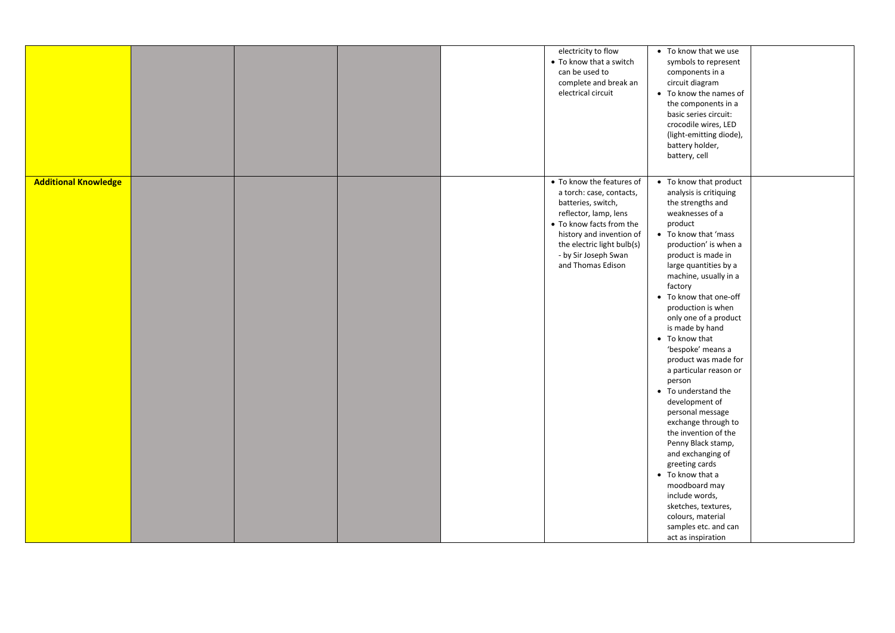| | | | | | | | |
|---|---|---|---|---|---|---|---|
| | | | | | electricity to flow<br>• To know that a switch can be used to complete and break an electrical circuit | • To know that we use symbols to represent components in a circuit diagram<br>• To know the names of the components in a basic series circuit: crocodile wires, LED (light-emitting diode), battery holder, battery, cell | |
| **Additional Knowledge** | | | | | • To know the features of a torch: case, contacts, batteries, switch, reflector, lamp, lens<br>• To know facts from the history and invention of the electric light bulb(s) - by Sir Joseph Swan and Thomas Edison | • To know that product analysis is critiquing the strengths and weaknesses of a product<br>• To know that 'mass production' is when a product is made in large quantities by a machine, usually in a factory<br>• To know that one-off production is when only one of a product is made by hand<br>• To know that 'bespoke' means a product was made for a particular reason or person<br>• To understand the development of personal message exchange through to the invention of the Penny Black stamp, and exchanging of greeting cards<br>• To know that a moodboard may include words, sketches, textures, colours, material samples etc. and can act as inspiration | |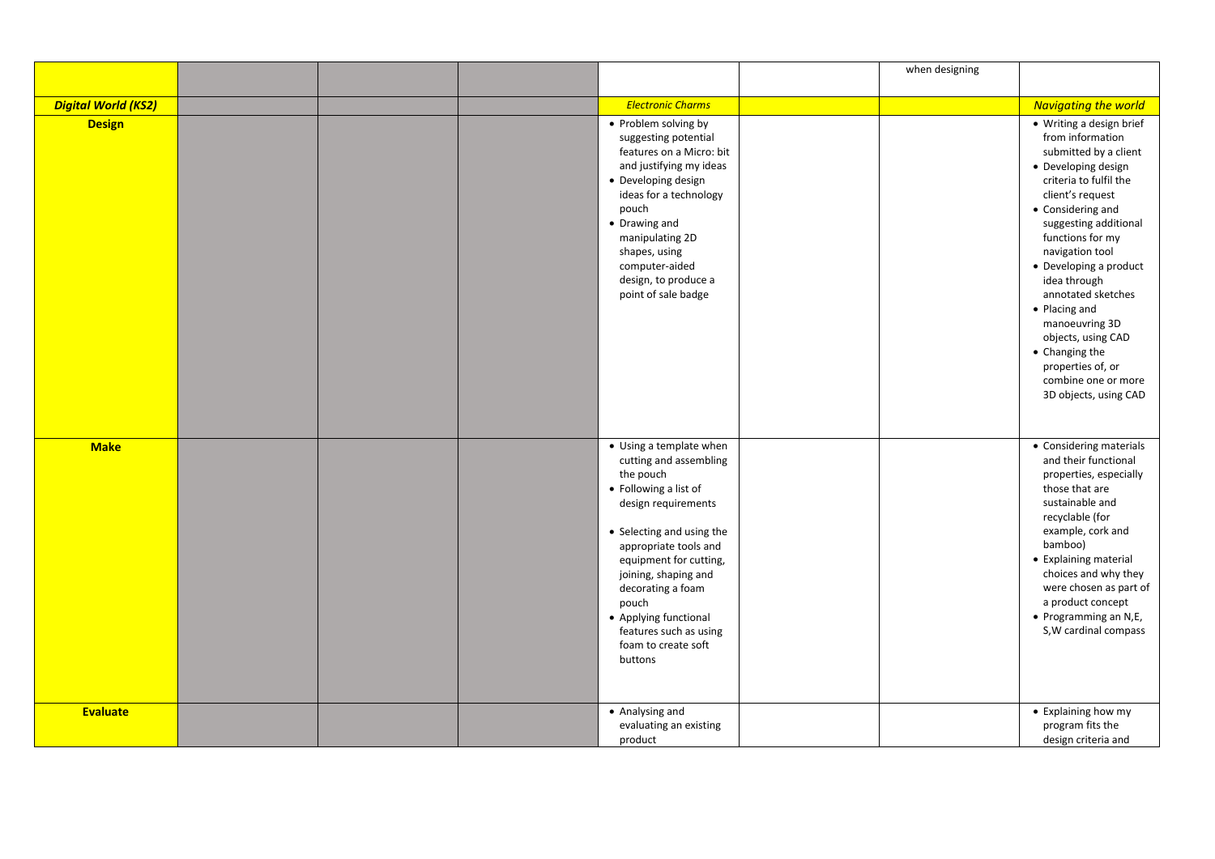|  |  |  |  |  |  | when designing |  |
|---|---|---|---|---|---|---|---|
| ***Digital World (KS2)*** |  |  |  | *Electronic Charms* |  |  | *Navigating the world* |
| **Design** |  |  |  | • Problem solving by suggesting potential features on a Micro: bit and justifying my ideas<br>• Developing design ideas for a technology pouch<br>• Drawing and manipulating 2D shapes, using computer-aided design, to produce a point of sale badge |  |  | • Writing a design brief from information submitted by a client<br>• Developing design criteria to fulfil the client's request<br>• Considering and suggesting additional functions for my navigation tool<br>• Developing a product idea through annotated sketches<br>• Placing and manoeuvring 3D objects, using CAD<br>• Changing the properties of, or combine one or more 3D objects, using CAD |
| **Make** |  |  |  | • Using a template when cutting and assembling the pouch<br>• Following a list of design requirements<br>• Selecting and using the appropriate tools and equipment for cutting, joining, shaping and decorating a foam pouch<br>• Applying functional features such as using foam to create soft buttons |  |  | • Considering materials and their functional properties, especially those that are sustainable and recyclable (for example, cork and bamboo)<br>• Explaining material choices and why they were chosen as part of a product concept<br>• Programming an N,E, S,W cardinal compass |
| **Evaluate** |  |  |  | • Analysing and evaluating an existing product |  |  | • Explaining how my program fits the design criteria and |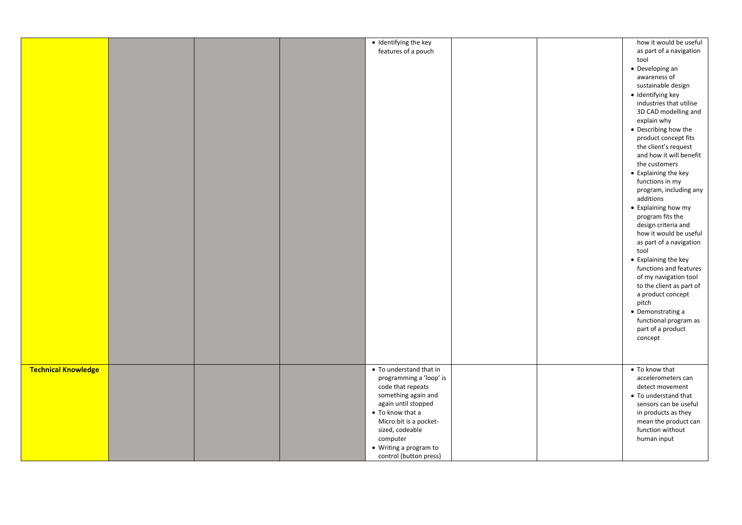| | | | | | | | |
|---|---|---|---|---|---|---|---|
| | | | | • Identifying the key features of a pouch | | | how it would be useful as part of a navigation tool<br>• Developing an awareness of sustainable design<br>• Identifying key industries that utilise 3D CAD modelling and explain why<br>• Describing how the product concept fits the client's request and how it will benefit the customers<br>• Explaining the key functions in my program, including any additions<br>• Explaining how my program fits the design criteria and how it would be useful as part of a navigation tool<br>• Explaining the key functions and features of my navigation tool to the client as part of a product concept pitch<br>• Demonstrating a functional program as part of a product concept |
| **Technical Knowledge** | | | | • To understand that in programming a 'loop' is code that repeats something again and again until stopped<br>• To know that a Micro:bit is a pocket-sized, codeable computer<br>• Writing a program to control (button press) | | | • To know that accelerometers can detect movement<br>• To understand that sensors can be useful in products as they mean the product can function without human input |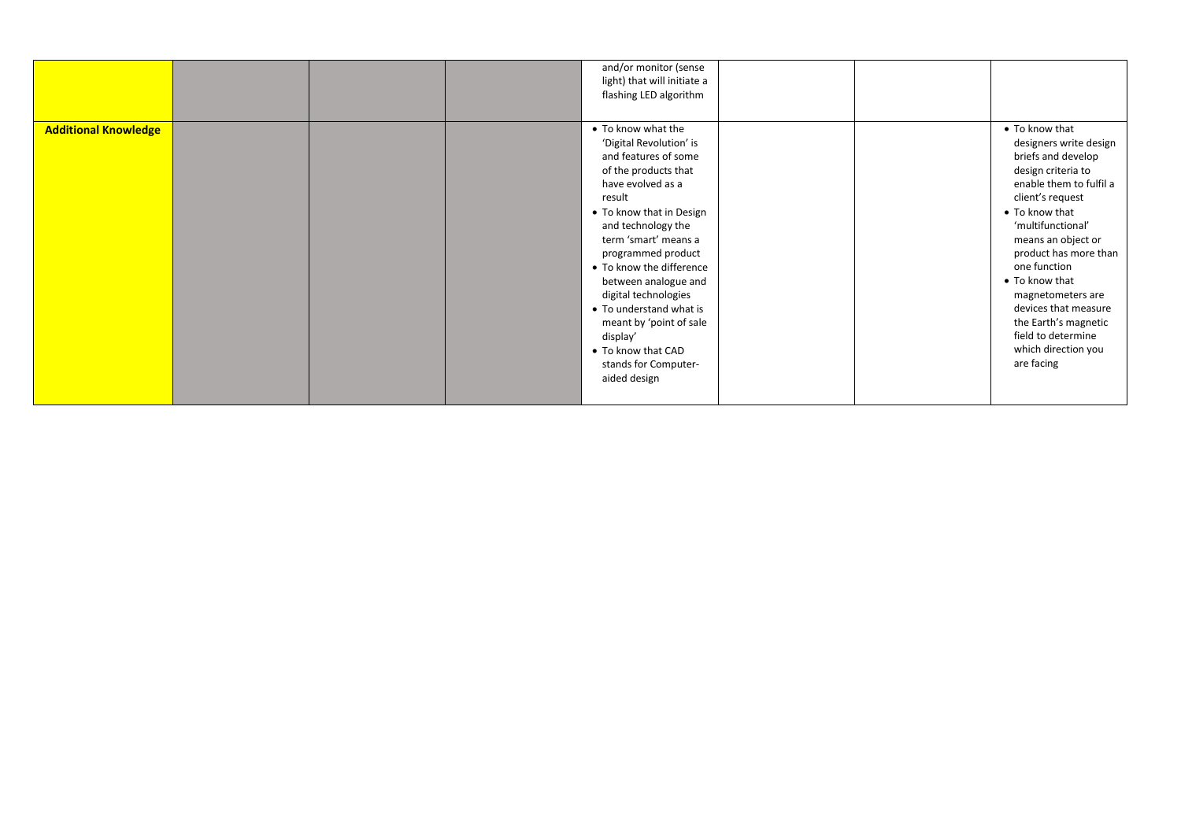| | | | | | | | |
|---|---|---|---|---|---|---|---|
| | | | | and/or monitor (sense light) that will initiate a flashing LED algorithm | | | |
| **Additional Knowledge** | | | | • To know what the 'Digital Revolution' is and features of some of the products that have evolved as a result<br>• To know that in Design and technology the term 'smart' means a programmed product<br>• To know the difference between analogue and digital technologies<br>• To understand what is meant by 'point of sale display'<br>• To know that CAD stands for Computer-aided design | | | • To know that designers write design briefs and develop design criteria to enable them to fulfil a client's request<br>• To know that 'multifunctional' means an object or product has more than one function<br>• To know that magnetometers are devices that measure the Earth's magnetic field to determine which direction you are facing |